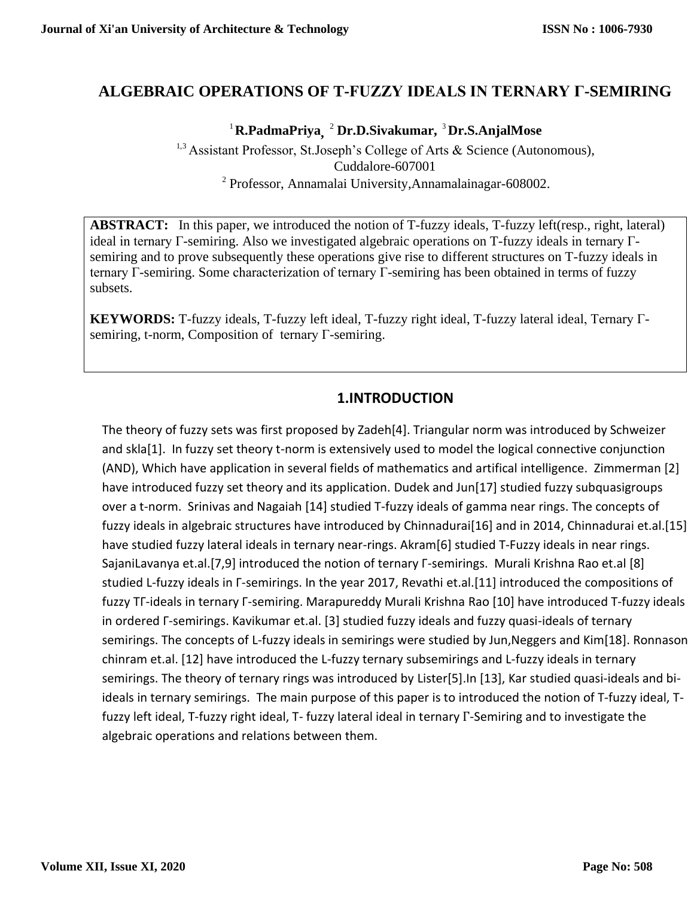# ALGEBRAIC OPERATIONS OF T-FUZZY IDEALS IN TERNARY Γ-SEMIRING

[1] **R.PadmaPriya**, [2] **Dr.D.Sivakumar**, [3] **Dr.S.AnjalMose**

[1,3] Assistant Professor, St.Joseph's College of Arts & Science (Autonomous), Cuddalore-607001

[2] Professor, Annamalai University,Annamalainagar-608002.

**ABSTRACT:** In this paper, we introduced the notion of T-fuzzy ideals, T-fuzzy left(resp., right, lateral) ideal in ternary Γ-semiring. Also we investigated algebraic operations on T-fuzzy ideals in ternary Γ-semiring and to prove subsequently these operations give rise to different structures on T-fuzzy ideals in ternary Γ-semiring. Some characterization of ternary Γ-semiring has been obtained in terms of fuzzy subsets.

**KEYWORDS:** T-fuzzy ideals, T-fuzzy left ideal, T-fuzzy right ideal, T-fuzzy lateral ideal, Ternary Γ-semiring, t-norm, Composition of ternary Γ-semiring.

## 1.INTRODUCTION

The theory of fuzzy sets was first proposed by Zadeh[4]. Triangular norm was introduced by Schweizer and skla[1]. In fuzzy set theory t-norm is extensively used to model the logical connective conjunction (AND), Which have application in several fields of mathematics and artifical intelligence. Zimmerman [2] have introduced fuzzy set theory and its application. Dudek and Jun[17] studied fuzzy subquasigroups over a t-norm. Srinivas and Nagaiah [14] studied T-fuzzy ideals of gamma near rings. The concepts of fuzzy ideals in algebraic structures have introduced by Chinnadurai[16] and in 2014, Chinnadurai et.al.[15] have studied fuzzy lateral ideals in ternary near-rings. Akram[6] studied T-Fuzzy ideals in near rings. SajaniLavanya et.al.[7,9] introduced the notion of ternary Γ-semirings. Murali Krishna Rao et.al [8] studied L-fuzzy ideals in Γ-semirings. In the year 2017, Revathi et.al.[11] introduced the compositions of fuzzy TΓ-ideals in ternary Γ-semiring. Marapureddy Murali Krishna Rao [10] have introduced T-fuzzy ideals in ordered Γ-semirings. Kavikumar et.al. [3] studied fuzzy ideals and fuzzy quasi-ideals of ternary semirings. The concepts of L-fuzzy ideals in semirings were studied by Jun,Neggers and Kim[18]. Ronnason chinram et.al. [12] have introduced the L-fuzzy ternary subsemirings and L-fuzzy ideals in ternary semirings. The theory of ternary rings was introduced by Lister[5].In [13], Kar studied quasi-ideals and bi-ideals in ternary semirings. The main purpose of this paper is to introduced the notion of T-fuzzy ideal, T-fuzzy left ideal, T-fuzzy right ideal, T- fuzzy lateral ideal in ternary Γ-Semiring and to investigate the algebraic operations and relations between them.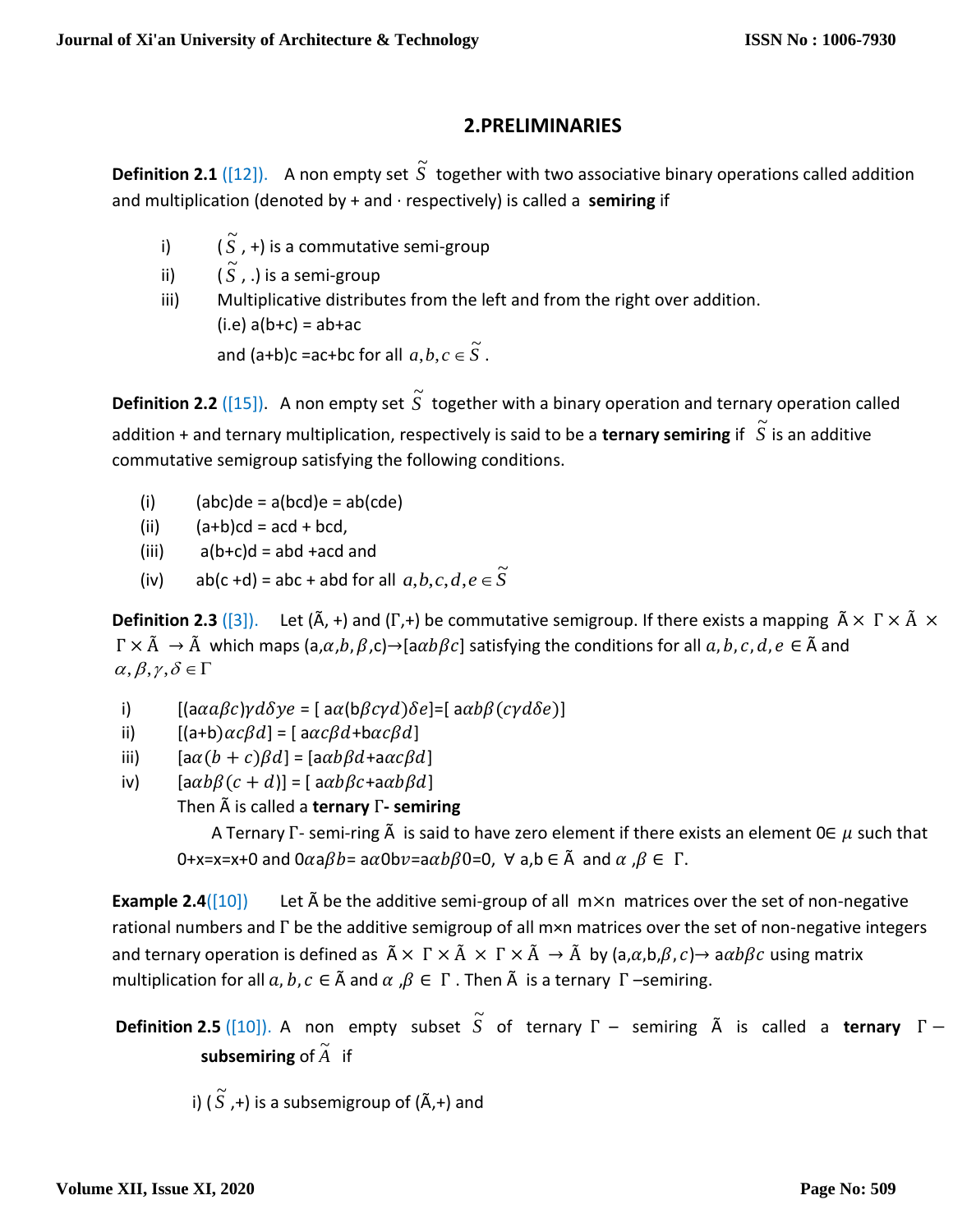## 2.PRELIMINARIES

**Definition 2.1** ([12]). A non empty set $\widetilde{S}$ together with two associative binary operations called addition and multiplication (denoted by + and · respectively) is called a **semiring** if

i) ($\widetilde{S}$ , +) is a commutative semi-group

ii) ($\widetilde{S}$ , .) is a semi-group

iii) Multiplicative distributes from the left and from the right over addition.
(i.e) a(b+c) = ab+ac
and (a+b)c =ac+bc for all $a,b,c \in \widetilde{S}$ .

**Definition 2.2** ([15]). A non empty set $\widetilde{S}$ together with a binary operation and ternary operation called addition + and ternary multiplication, respectively is said to be a **ternary semiring** if $\widetilde{S}$ is an additive commutative semigroup satisfying the following conditions.

(i) (abc)de = a(bcd)e = ab(cde)

(ii) (a+b)cd = acd + bcd,

(iii) a(b+c)d = abd +acd and

(iv) ab(c +d) = abc + abd for all $a,b,c,d,e \in \widetilde{S}$

**Definition 2.3** ([3]). Let (Ã, +) and (Γ,+) be commutative semigroup. If there exists a mapping Ã × Γ × Ã × Γ × Ã → Ã which maps (a,$\alpha$,b,$\beta$,c)→[a$\alpha b\beta c$] satisfying the conditions for all $a,b,c,d,e$ ∈ Ã and $\alpha,\beta,\gamma,\delta \in \Gamma$

i) [(a$\alpha a\beta c$)$\gamma d\delta ye$ = [ a$\alpha$(b$\beta c\gamma d$)$\delta e$]=[ a$\alpha b\beta(c\gamma d\delta e)$]

ii) [(a+b)$\alpha c\beta d$] = [ a$\alpha c\beta d$+b$\alpha c\beta d$]

iii) [a$\alpha(b+c)\beta d$] = [a$\alpha b\beta d$+a$\alpha c\beta d$]

iv) [a$\alpha b\beta(c+d)$] = [ a$\alpha b\beta c$+a$\alpha b\beta d$]

Then Ã is called a **ternary Γ- semiring**

A Ternary Γ- semi-ring Ã is said to have zero element if there exists an element 0∈ $\mu$ such that 0+x=x=x+0 and 0$\alpha$a$\beta b$= a$\alpha$0b$v$=a$\alpha b\beta$0=0, ∀ a,b ∈ Ã and $\alpha$ ,$\beta$ ∈ Γ.

**Example 2.4**([10]) Let Ã be the additive semi-group of all m×n matrices over the set of non-negative rational numbers and Γ be the additive semigroup of all m×n matrices over the set of non-negative integers and ternary operation is defined as Ã × Γ × Ã × Γ × Ã → Ã by (a,$\alpha$,b,$\beta,c$)→ a$\alpha b\beta c$ using matrix multiplication for all $a,b,c$ ∈ Ã and $\alpha$ ,$\beta$ ∈ Γ . Then Ã is a ternary Γ –semiring.

**Definition 2.5** ([10]). A non empty subset $\widetilde{S}$ of ternary Γ – semiring Ã is called a **ternary Γ – subsemiring** of $\widetilde{A}$ if

i) ($\widetilde{S}$ ,+) is a subsemigroup of (Ã,+) and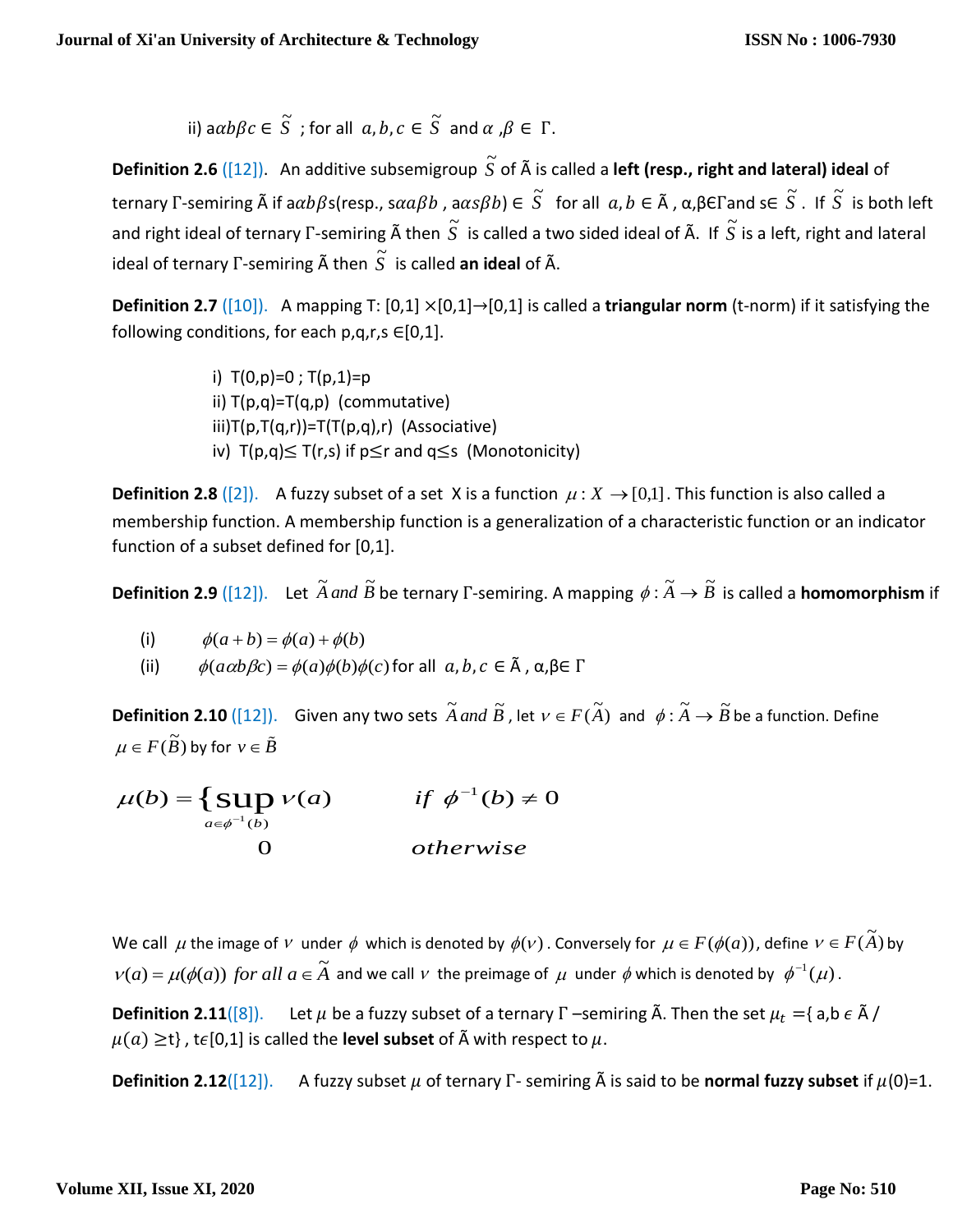ii) $a\alpha b\beta c \in \widetilde{S}$ ; for all $a, b, c \in \widetilde{S}$ and $\alpha, \beta \in \Gamma$.

**Definition 2.6** ([12]). An additive subsemigroup $\widetilde{S}$ of Ã is called a **left (resp., right and lateral) ideal** of ternary Γ-semiring Ã if $a\alpha b\beta s$(resp., $s\alpha a\beta b$ , $a\alpha s\beta b$) $\in \widetilde{S}$ for all $a, b \in$ Ã , α,β∈Γand s∈ $\widetilde{S}$ . If $\widetilde{S}$ is both left and right ideal of ternary Γ-semiring Ã then $\widetilde{S}$ is called a two sided ideal of Ã. If $\widetilde{S}$ is a left, right and lateral ideal of ternary Γ-semiring Ã then $\widetilde{S}$ is called **an ideal** of Ã.

**Definition 2.7** ([10]). A mapping T: [0,1] ×[0,1]→[0,1] is called a **triangular norm** (t-norm) if it satisfying the following conditions, for each p,q,r,s ∈[0,1].

i) T(0,p)=0 ; T(p,1)=p
ii) T(p,q)=T(q,p) (commutative)
iii)T(p,T(q,r))=T(T(p,q),r) (Associative)
iv) T(p,q)≤ T(r,s) if p≤r and q≤s (Monotonicity)

**Definition 2.8** ([2]). A fuzzy subset of a set X is a function $\mu : X \to [0,1]$. This function is also called a membership function. A membership function is a generalization of a characteristic function or an indicator function of a subset defined for [0,1].

**Definition 2.9** ([12]). Let $\widetilde{A}$ *and* $\widetilde{B}$ be ternary Γ-semiring. A mapping $\phi : \widetilde{A} \to \widetilde{B}$ is called a **homomorphism** if

(i) $\phi(a+b) = \phi(a) + \phi(b)$
(ii) $\phi(a\alpha b\beta c) = \phi(a)\phi(b)\phi(c)$ for all $a, b, c \in$ Ã , α,β∈ Γ

**Definition 2.10** ([12]). Given any two sets $\widetilde{A}$ *and* $\widetilde{B}$ , let $\nu \in F(\widetilde{A})$ and $\phi : \widetilde{A} \to \widetilde{B}$ be a function. Define $\mu \in F(\widetilde{B})$ by for $\nu \in \widetilde{B}$

$$\mu(b) = \begin{cases} \sup\limits_{a \in \phi^{-1}(b)} \nu(a) & \text{if } \phi^{-1}(b) \neq 0 \\ 0 & \text{otherwise} \end{cases}$$

We call $\mu$ the image of $\nu$ under $\phi$ which is denoted by $\phi(\nu)$. Conversely for $\mu \in F(\phi(a))$, define $\nu \in F(\widetilde{A})$ by $\nu(a) = \mu(\phi(a))$ *for all* $a \in \widetilde{A}$ and we call $\nu$ the preimage of $\mu$ under $\phi$ which is denoted by $\phi^{-1}(\mu)$.

**Definition 2.11**([8]). Let $\mu$ be a fuzzy subset of a ternary Γ –semiring Ã. Then the set $\mu_t$ ={ a,b ϵ Ã / $\mu(a)$ ≥t} , tϵ[0,1] is called the **level subset** of Ã with respect to $\mu$.

**Definition 2.12**([12]). A fuzzy subset $\mu$ of ternary Γ- semiring Ã is said to be **normal fuzzy subset** if $\mu$(0)=1.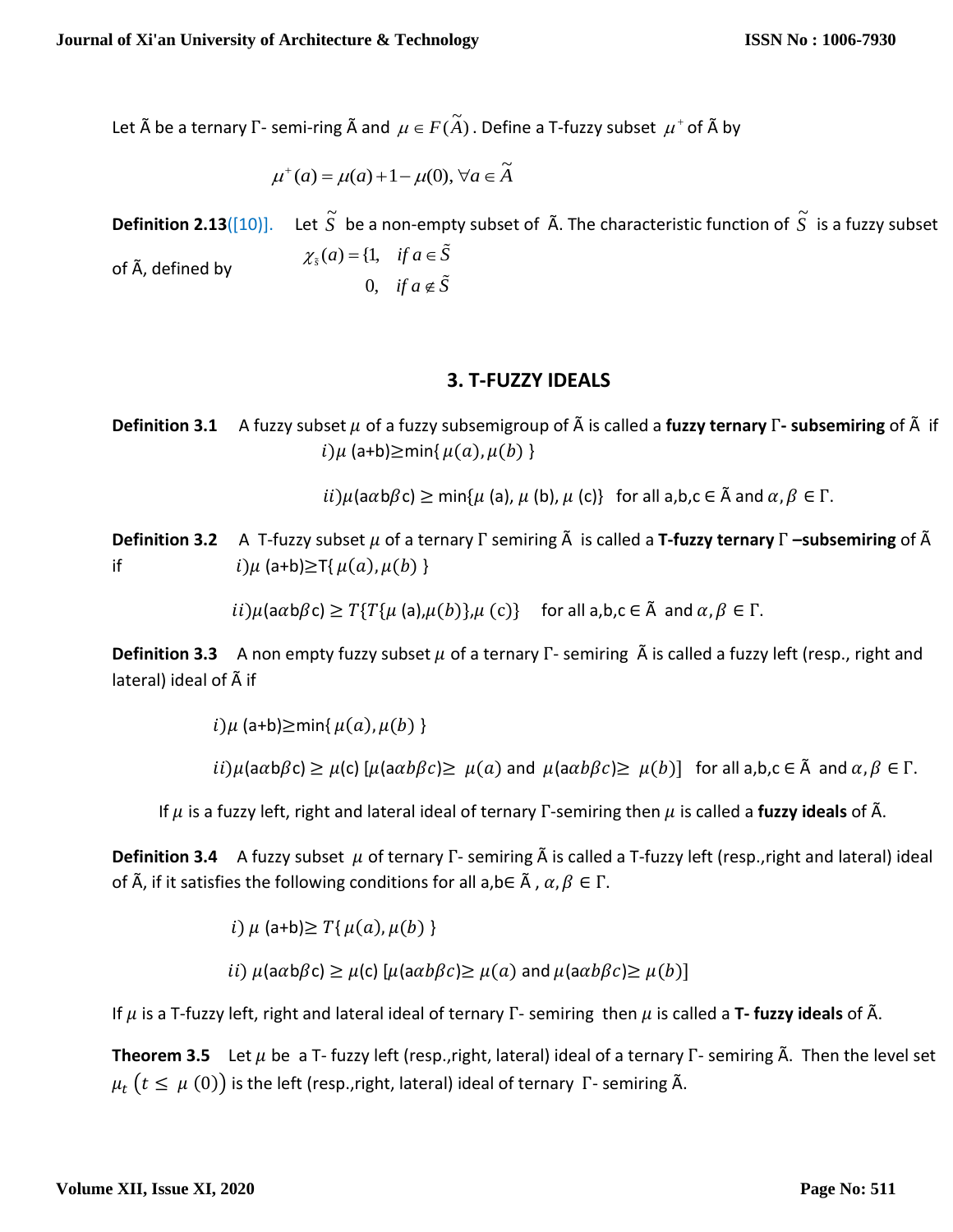Let Ã be a ternary Γ- semi-ring Ã and $\mu \in F(\widetilde{A})$. Define a T-fuzzy subset $\mu^{+}$ of Ã by

$$\mu^{+}(a) = \mu(a) + 1 - \mu(0), \forall a \in \widetilde{A}$$

**Definition 2.13**([10)]. Let $\widetilde{S}$ be a non-empty subset of Ã. The characteristic function of $\widetilde{S}$ is a fuzzy subset of Ã, defined by

$$\chi_{\tilde{s}}(a) = \begin{cases} 1, & \text{if } a \in \tilde{S} \\ 0, & \text{if } a \notin \tilde{S} \end{cases}$$

## 3. T-FUZZY IDEALS

**Definition 3.1** A fuzzy subset $\mu$ of a fuzzy subsemigroup of Ã is called a **fuzzy ternary Γ- subsemiring** of Ã if

$i)\mu$ (a+b)≥min{ $\mu(a), \mu(b)$ }

$ii)\mu(\text{a}\alpha\text{b}\beta\text{c}) \geq \min\{\mu(\text{a}), \mu(\text{b}), \mu(\text{c})\}$ for all a,b,c ∈ Ã and $\alpha, \beta \in \Gamma$.

**Definition 3.2** A T-fuzzy subset $\mu$ of a ternary Γ semiring Ã is called a **T-fuzzy ternary Γ –subsemiring** of Ã if

$i)\mu$ (a+b)≥T{ $\mu(a), \mu(b)$ }

$ii)\mu(\text{a}\alpha\text{b}\beta\text{c}) \geq T\{T\{\mu(\text{a}), \mu(b)\}, \mu(\text{c})\}$ for all a,b,c ∈ Ã and $\alpha, \beta \in \Gamma$.

**Definition 3.3** A non empty fuzzy subset $\mu$ of a ternary Γ- semiring Ã is called a fuzzy left (resp., right and lateral) ideal of Ã if

$i)\mu$ (a+b)≥min{ $\mu(a), \mu(b)$ }

$ii)\mu(\text{a}\alpha\text{b}\beta\text{c}) \geq \mu(\text{c})$ [$\mu(\text{a}\alpha b\beta c) \geq \mu(a)$ and $\mu(\text{a}\alpha b\beta c) \geq \mu(b)$] for all a,b,c ∈ Ã and $\alpha, \beta \in \Gamma$.

If $\mu$ is a fuzzy left, right and lateral ideal of ternary Γ-semiring then $\mu$ is called a **fuzzy ideals** of Ã.

**Definition 3.4** A fuzzy subset $\mu$ of ternary Γ- semiring Ã is called a T-fuzzy left (resp.,right and lateral) ideal of Ã, if it satisfies the following conditions for all a,b∈ Ã , $\alpha, \beta \in \Gamma$.

$i)$ $\mu$ (a+b)≥ $T$ { $\mu(a), \mu(b)$ }

$ii)$ $\mu(\text{a}\alpha\text{b}\beta\text{c}) \geq \mu(\text{c})$ [$\mu(\text{a}\alpha b\beta c) \geq \mu(a)$ and $\mu(\text{a}\alpha b\beta c) \geq \mu(b)$]

If $\mu$ is a T-fuzzy left, right and lateral ideal of ternary Γ- semiring then $\mu$ is called a **T- fuzzy ideals** of Ã.

**Theorem 3.5** Let $\mu$ be a T- fuzzy left (resp.,right, lateral) ideal of a ternary Γ- semiring Ã. Then the level set $\mu_t$ $(t \leq \mu(0))$ is the left (resp.,right, lateral) ideal of ternary Γ- semiring Ã.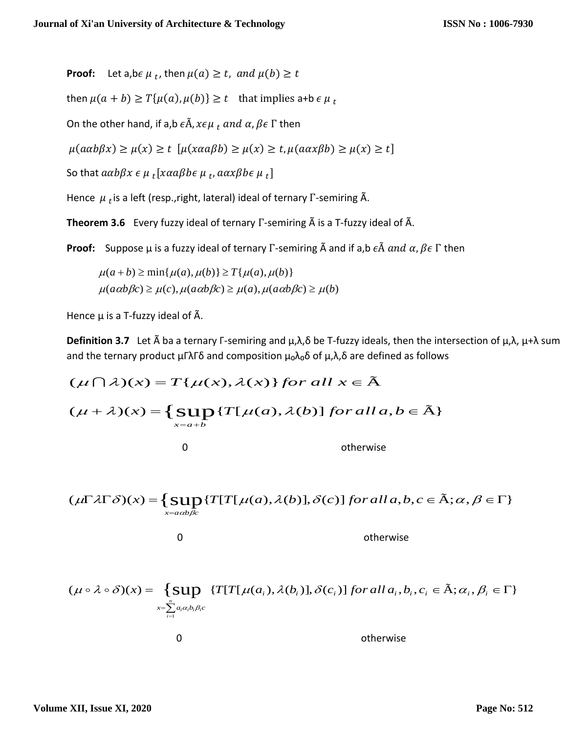**Proof:** Let a,b$\epsilon$ $\mu_t$, then $\mu(a) \geq t,\ and\ \mu(b) \geq t$

then $\mu(a+b) \geq T\{\mu(a), \mu(b)\} \geq t$ that implies a+b $\epsilon$ $\mu_t$

On the other hand, if a,b $\epsilon$Ã, $x\epsilon\mu_t$ $and\ \alpha, \beta\epsilon\ \Gamma$ then

$\mu(a\alpha b\beta x) \geq \mu(x) \geq t\ \ [\mu(x\alpha a\beta b) \geq \mu(x) \geq t, \mu(a\alpha x\beta b) \geq \mu(x) \geq t]$

So that $a\alpha b\beta x\ \epsilon\ \mu_t[x\alpha a\beta b\epsilon\ \mu_t, a\alpha x\beta b\epsilon\ \mu_t]$

Hence $\mu_t$is a left (resp.,right, lateral) ideal of ternary Γ-semiring Ã.

**Theorem 3.6** Every fuzzy ideal of ternary Γ-semiring Ã is a T-fuzzy ideal of Ã.

**Proof:** Suppose μ is a fuzzy ideal of ternary Γ-semiring Ã and if a,b $\epsilon$Ã $and\ \alpha, \beta\epsilon\ \Gamma$ then

$$\mu(a+b) \geq \min\{\mu(a), \mu(b)\} \geq T\{\mu(a), \mu(b)\}$$
$$\mu(a\alpha b\beta c) \geq \mu(c), \mu(a\alpha b\beta c) \geq \mu(a), \mu(a\alpha b\beta c) \geq \mu(b)$$

Hence μ is a T-fuzzy ideal of Ã.

**Definition 3.7** Let Ã ba a ternary Γ-semiring and μ,λ,δ be T-fuzzy ideals, then the intersection of μ,λ, μ+λ sum and the ternary product μΓλΓδ and composition $\mu_o\lambda_o\delta$ of μ,λ,δ are defined as follows

$$(\mu \cap \lambda)(x) = T\{\mu(x), \lambda(x)\}\ for\ all\ x \in \tilde{A}$$

$$(\mu+\lambda)(x) = \begin{cases} \sup\limits_{x=a+b}\{T[\mu(a), \lambda(b)]\ for\ all\ a,b \in \tilde{A}\} \\ 0 \qquad\qquad\qquad\qquad \text{otherwise} \end{cases}$$

$$(\mu\Gamma\lambda\Gamma\delta)(x) = \begin{cases} \sup\limits_{x=a\alpha b\beta c}\{T[T[\mu(a), \lambda(b)], \delta(c)]\ for\ all\ a,b,c \in \tilde{A}; \alpha, \beta \in \Gamma\} \\ 0 \qquad\qquad\qquad\qquad \text{otherwise} \end{cases}$$

$$(\mu \circ \lambda \circ \delta)(x) = \begin{cases} \sup\limits_{x=\sum_{i=1}^{n} a_i\alpha_i b_i\beta_i c}\{T[T[\mu(a_i), \lambda(b_i)], \delta(c_i)]\ for\ all\ a_i, b_i, c_i \in \tilde{A}; \alpha_i, \beta_i \in \Gamma\} \\ 0 \qquad\qquad\qquad\qquad \text{otherwise} \end{cases}$$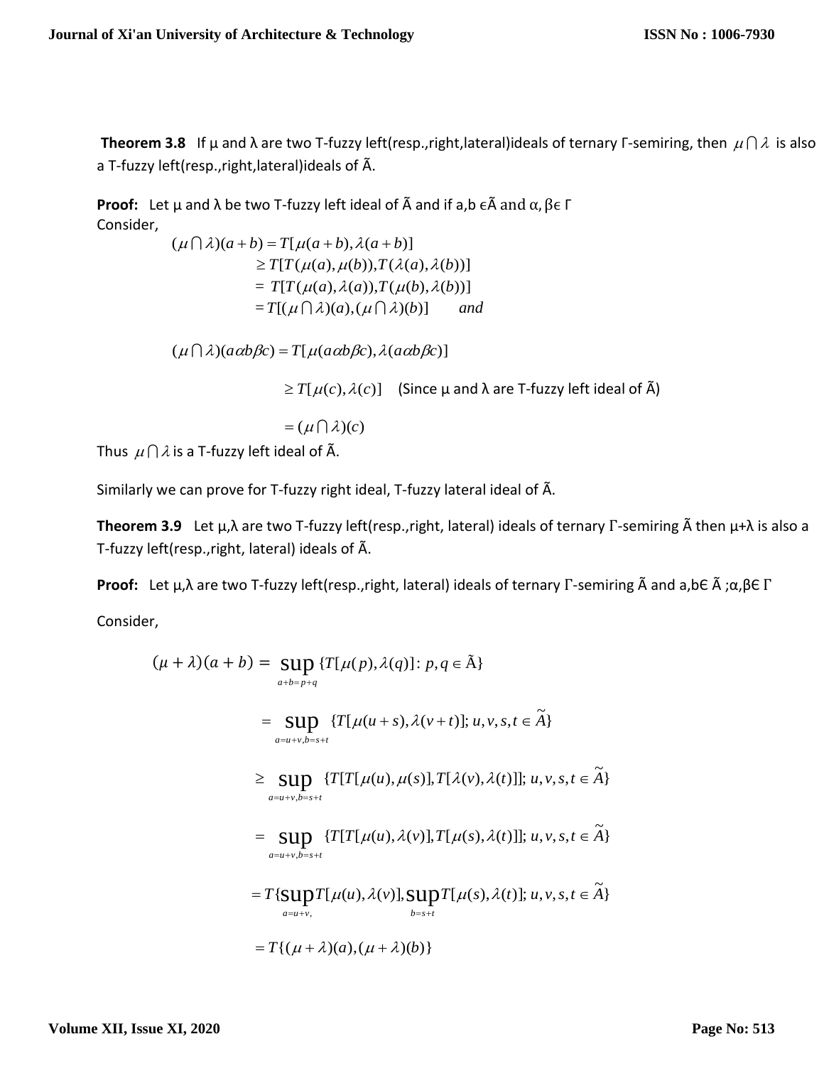**Theorem 3.8** If μ and λ are two T-fuzzy left(resp.,right,lateral)ideals of ternary Γ-semiring, then $\mu \cap \lambda$ is also a T-fuzzy left(resp.,right,lateral)ideals of Ã.

**Proof:** Let μ and λ be two T-fuzzy left ideal of Ã and if a,b ∊Ã and α, β∊ Γ

Consider,

$$
\begin{aligned}
(\mu \cap \lambda)(a+b) &= T[\mu(a+b), \lambda(a+b)] \\
&\geq T[T(\mu(a), \mu(b)), T(\lambda(a), \lambda(b))] \\
&= T[T(\mu(a), \lambda(a)), T(\mu(b), \lambda(b))] \\
&= T[(\mu \cap \lambda)(a), (\mu \cap \lambda)(b)] \qquad \textit{and}
\end{aligned}
$$

$$
\begin{aligned}
(\mu \cap \lambda)(a\alpha b\beta c) &= T[\mu(a\alpha b\beta c), \lambda(a\alpha b\beta c)] \\
&\geq T[\mu(c), \lambda(c)] \quad \text{(Since μ and λ are T-fuzzy left ideal of Ã)} \\
&= (\mu \cap \lambda)(c)
\end{aligned}
$$

Thus $\mu \cap \lambda$ is a T-fuzzy left ideal of Ã.

Similarly we can prove for T-fuzzy right ideal, T-fuzzy lateral ideal of Ã.

**Theorem 3.9** Let μ,λ are two T-fuzzy left(resp.,right, lateral) ideals of ternary Γ-semiring Ã then μ+λ is also a T-fuzzy left(resp.,right, lateral) ideals of Ã.

**Proof:** Let μ,λ are two T-fuzzy left(resp.,right, lateral) ideals of ternary Γ-semiring Ã and a,b∈ Ã ;α,β∈ Γ

Consider,

$$
\begin{aligned}
(\mu+\lambda)(a+b) &= \sup_{a+b=p+q} \{T[\mu(p), \lambda(q)] : p, q \in \tilde{A}\} \\
&= \sup_{a=u+v, b=s+t} \{T[\mu(u+s), \lambda(v+t)]; u, v, s, t \in \tilde{A}\} \\
&\geq \sup_{a=u+v, b=s+t} \{T[T[\mu(u), \mu(s)], T[\lambda(v), \lambda(t)]]; u, v, s, t \in \tilde{A}\} \\
&= \sup_{a=u+v, b=s+t} \{T[T[\mu(u), \lambda(v)], T[\mu(s), \lambda(t)]]; u, v, s, t \in \tilde{A}\} \\
&= T\{\sup_{a=u+v,} T[\mu(u), \lambda(v)], \sup_{b=s+t} T[\mu(s), \lambda(t)]; u, v, s, t \in \tilde{A}\} \\
&= T\{(\mu+\lambda)(a), (\mu+\lambda)(b)\}
\end{aligned}
$$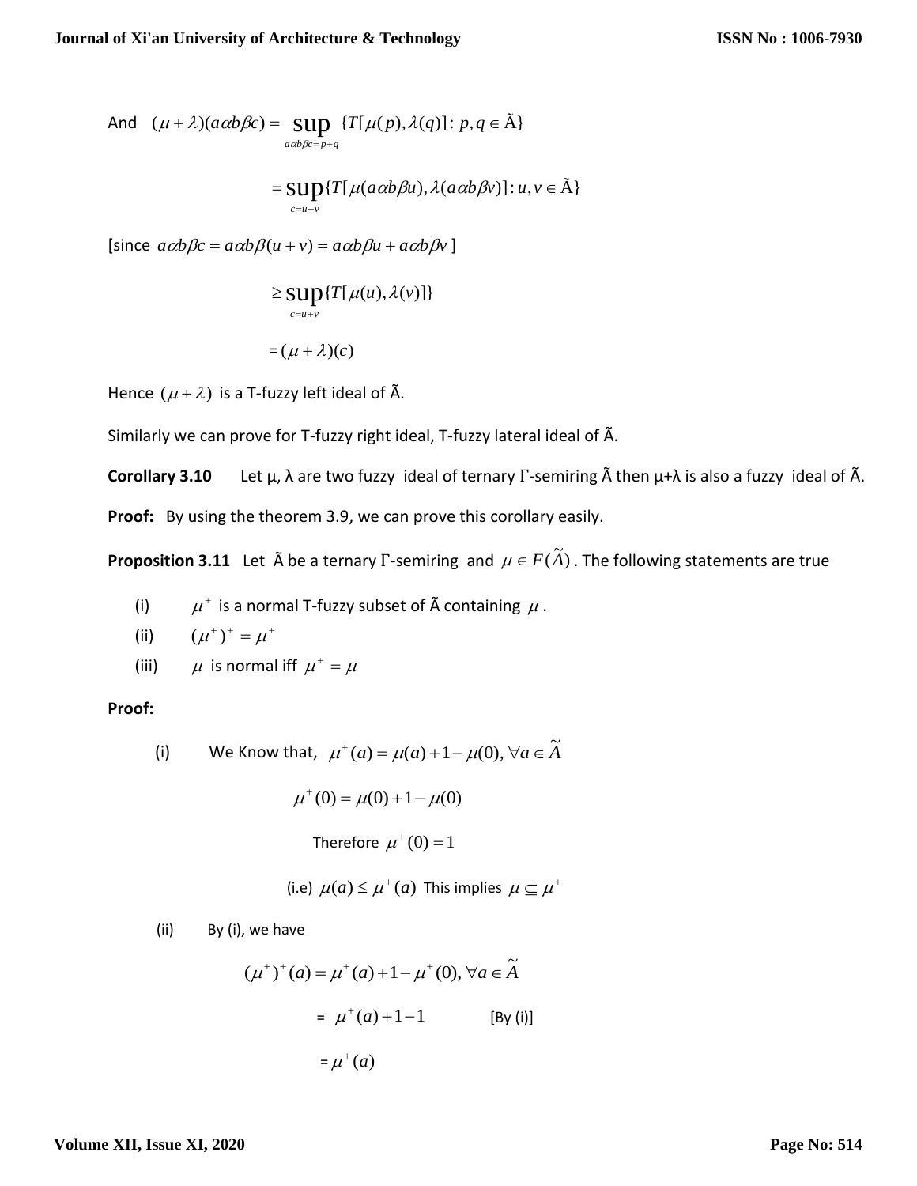And $(\mu+\lambda)(a\alpha b\beta c)=\sup_{a\alpha b\beta c=p+q}\{T[\mu(p),\lambda(q)]: p,q\in \tilde{A}\}$

$$=\sup_{c=u+v}\{T[\mu(a\alpha b\beta u),\lambda(a\alpha b\beta v)]: u,v\in \tilde{A}\}$$

[since $a\alpha b\beta c=a\alpha b\beta(u+v)=a\alpha b\beta u+a\alpha b\beta v$ ]

$$\geq \sup_{c=u+v}\{T[\mu(u),\lambda(v)]\}$$

$$=(\mu+\lambda)(c)$$

Hence $(\mu+\lambda)$ is a T-fuzzy left ideal of Ã.

Similarly we can prove for T-fuzzy right ideal, T-fuzzy lateral ideal of Ã.

**Corollary 3.10** Let μ, λ are two fuzzy ideal of ternary Γ-semiring Ã then μ+λ is also a fuzzy ideal of Ã.

**Proof:** By using the theorem 3.9, we can prove this corollary easily.

**Proposition 3.11** Let Ã be a ternary Γ-semiring and $\mu\in F(\tilde{A})$. The following statements are true

(i) $\mu^{+}$ is a normal T-fuzzy subset of Ã containing $\mu$.

(ii) $(\mu^{+})^{+}=\mu^{+}$

(iii) $\mu$ is normal iff $\mu^{+}=\mu$

**Proof:**

(i) We Know that, $\mu^{+}(a)=\mu(a)+1-\mu(0), \forall a\in \tilde{A}$

$$\mu^{+}(0)=\mu(0)+1-\mu(0)$$

Therefore $\mu^{+}(0)=1$

(i.e) $\mu(a)\leq \mu^{+}(a)$ This implies $\mu\subseteq \mu^{+}$

(ii) By (i), we have

$$(\mu^{+})^{+}(a)=\mu^{+}(a)+1-\mu^{+}(0), \forall a\in \tilde{A}$$

$$=\mu^{+}(a)+1-1 \quad \text{[By (i)]}$$

$$=\mu^{+}(a)$$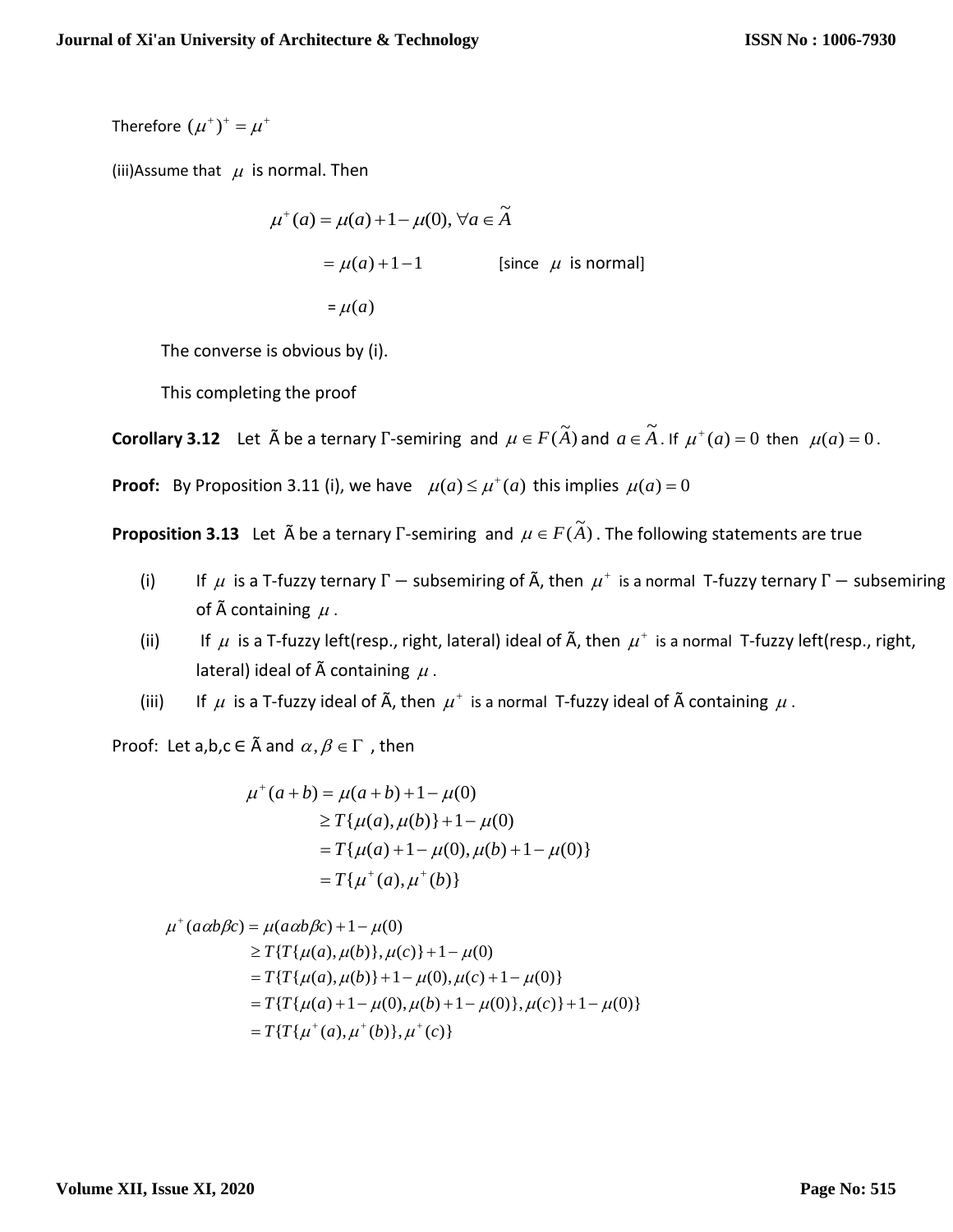Therefore $(\mu^{+})^{+} = \mu^{+}$

(iii)Assume that $\mu$ is normal. Then

$$\mu^{+}(a) = \mu(a) + 1 - \mu(0), \forall a \in \widetilde{A}$$

$$= \mu(a) + 1 - 1 \qquad \text{[since } \mu \text{ is normal]}$$

$$= \mu(a)$$

The converse is obvious by (i).

This completing the proof

**Corollary 3.12** Let Ã be a ternary Γ-semiring and $\mu \in F(\widetilde{A})$ and $a \in \widetilde{A}$. If $\mu^{+}(a) = 0$ then $\mu(a) = 0$.

**Proof:** By Proposition 3.11 (i), we have $\mu(a) \leq \mu^{+}(a)$ this implies $\mu(a) = 0$

**Proposition 3.13** Let Ã be a ternary Γ-semiring and $\mu \in F(\widetilde{A})$. The following statements are true

(i) If $\mu$ is a T-fuzzy ternary Γ − subsemiring of Ã, then $\mu^{+}$ is a normal T-fuzzy ternary Γ − subsemiring of Ã containing $\mu$.

(ii) If $\mu$ is a T-fuzzy left(resp., right, lateral) ideal of Ã, then $\mu^{+}$ is a normal T-fuzzy left(resp., right, lateral) ideal of Ã containing $\mu$.

(iii) If $\mu$ is a T-fuzzy ideal of Ã, then $\mu^{+}$ is a normal T-fuzzy ideal of Ã containing $\mu$.

Proof: Let a,b,c ∈ Ã and $\alpha, \beta \in \Gamma$, then

$$\begin{aligned}
\mu^{+}(a+b) &= \mu(a+b) + 1 - \mu(0) \\
&\geq T\{\mu(a), \mu(b)\} + 1 - \mu(0) \\
&= T\{\mu(a) + 1 - \mu(0), \mu(b) + 1 - \mu(0)\} \\
&= T\{\mu^{+}(a), \mu^{+}(b)\}
\end{aligned}$$

$$\begin{aligned}
\mu^{+}(a\alpha b\beta c) &= \mu(a\alpha b\beta c) + 1 - \mu(0) \\
&\geq T\{T\{\mu(a), \mu(b)\}, \mu(c)\} + 1 - \mu(0) \\
&= T\{T\{\mu(a), \mu(b)\} + 1 - \mu(0), \mu(c) + 1 - \mu(0)\} \\
&= T\{T\{\mu(a) + 1 - \mu(0), \mu(b) + 1 - \mu(0)\}, \mu(c)\} + 1 - \mu(0)\} \\
&= T\{T\{\mu^{+}(a), \mu^{+}(b)\}, \mu^{+}(c)\}
\end{aligned}$$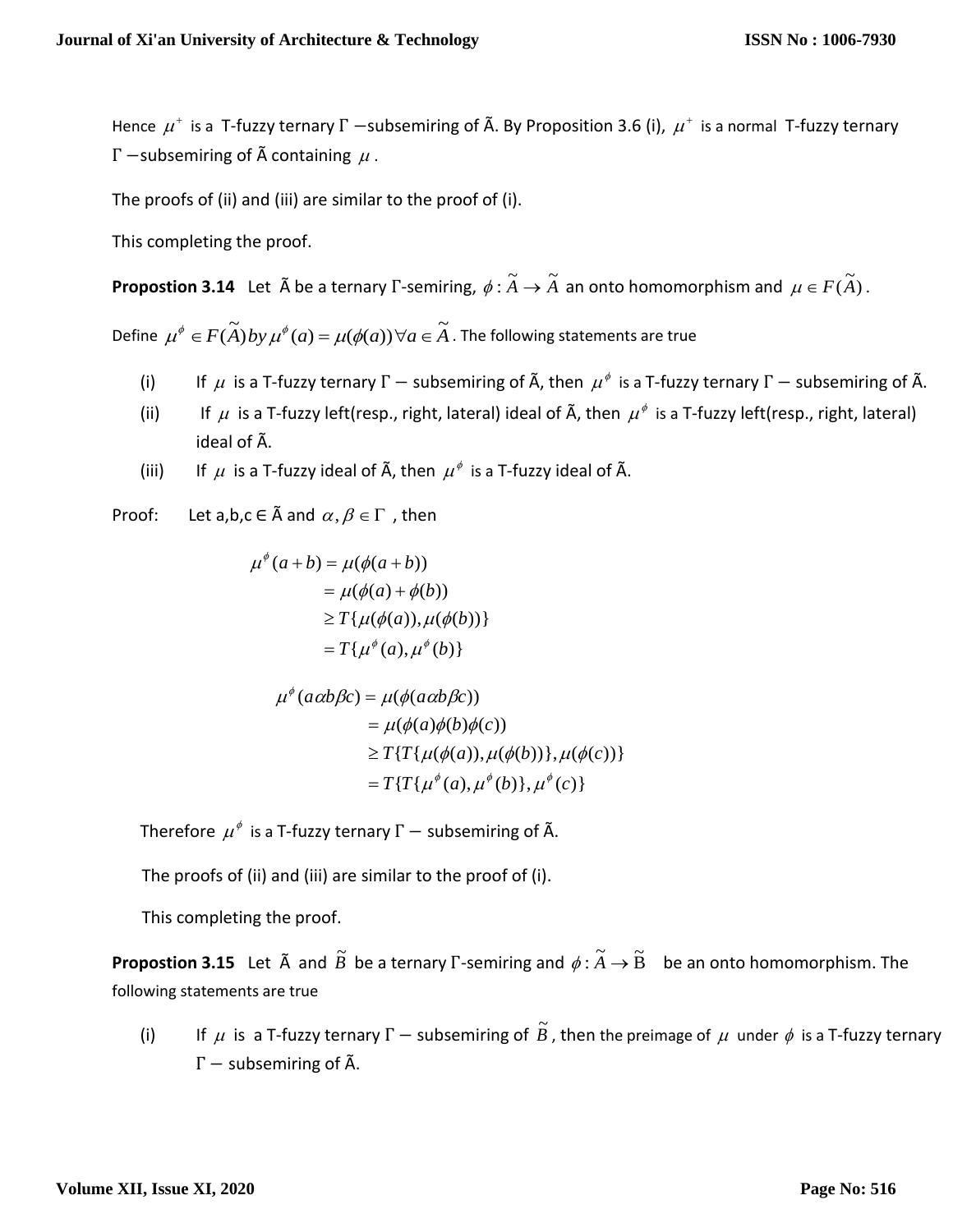Hence $\mu^{+}$ is a T-fuzzy ternary $\Gamma$ −subsemiring of Ã. By Proposition 3.6 (i), $\mu^{+}$ is a normal T-fuzzy ternary $\Gamma$ −subsemiring of Ã containing $\mu$ .

The proofs of (ii) and (iii) are similar to the proof of (i).

This completing the proof.

**Propostion 3.14** Let Ã be a ternary Γ-semiring, $\phi : \tilde{A} \to \tilde{A}$ an onto homomorphism and $\mu \in F(\tilde{A})$.

Define $\mu^{\phi} \in F(\tilde{A})\, by\, \mu^{\phi}(a) = \mu(\phi(a)) \forall a \in \tilde{A}$. The following statements are true

(i) If $\mu$ is a T-fuzzy ternary $\Gamma$ − subsemiring of Ã, then $\mu^{\phi}$ is a T-fuzzy ternary $\Gamma$ − subsemiring of Ã.

(ii) If $\mu$ is a T-fuzzy left(resp., right, lateral) ideal of Ã, then $\mu^{\phi}$ is a T-fuzzy left(resp., right, lateral) ideal of Ã.

(iii) If $\mu$ is a T-fuzzy ideal of Ã, then $\mu^{\phi}$ is a T-fuzzy ideal of Ã.

Proof: Let a,b,c ∈ Ã and $\alpha, \beta \in \Gamma$ , then

$$
\begin{aligned}
\mu^{\phi}(a+b) &= \mu(\phi(a+b)) \\
&= \mu(\phi(a)+\phi(b)) \\
&\geq T\{\mu(\phi(a)), \mu(\phi(b))\} \\
&= T\{\mu^{\phi}(a), \mu^{\phi}(b)\}
\end{aligned}
$$

$$
\begin{aligned}
\mu^{\phi}(a\alpha b\beta c) &= \mu(\phi(a\alpha b\beta c)) \\
&= \mu(\phi(a)\phi(b)\phi(c)) \\
&\geq T\{T\{\mu(\phi(a)), \mu(\phi(b))\}, \mu(\phi(c))\} \\
&= T\{T\{\mu^{\phi}(a), \mu^{\phi}(b)\}, \mu^{\phi}(c)\}
\end{aligned}
$$

Therefore $\mu^{\phi}$ is a T-fuzzy ternary $\Gamma$ − subsemiring of Ã.

The proofs of (ii) and (iii) are similar to the proof of (i).

This completing the proof.

**Propostion 3.15** Let Ã and $\tilde{B}$ be a ternary Γ-semiring and $\phi : \tilde{A} \to \tilde{B}$ be an onto homomorphism. The following statements are true

(i) If $\mu$ is a T-fuzzy ternary $\Gamma$ − subsemiring of $\tilde{B}$, then the preimage of $\mu$ under $\phi$ is a T-fuzzy ternary $\Gamma$ − subsemiring of Ã.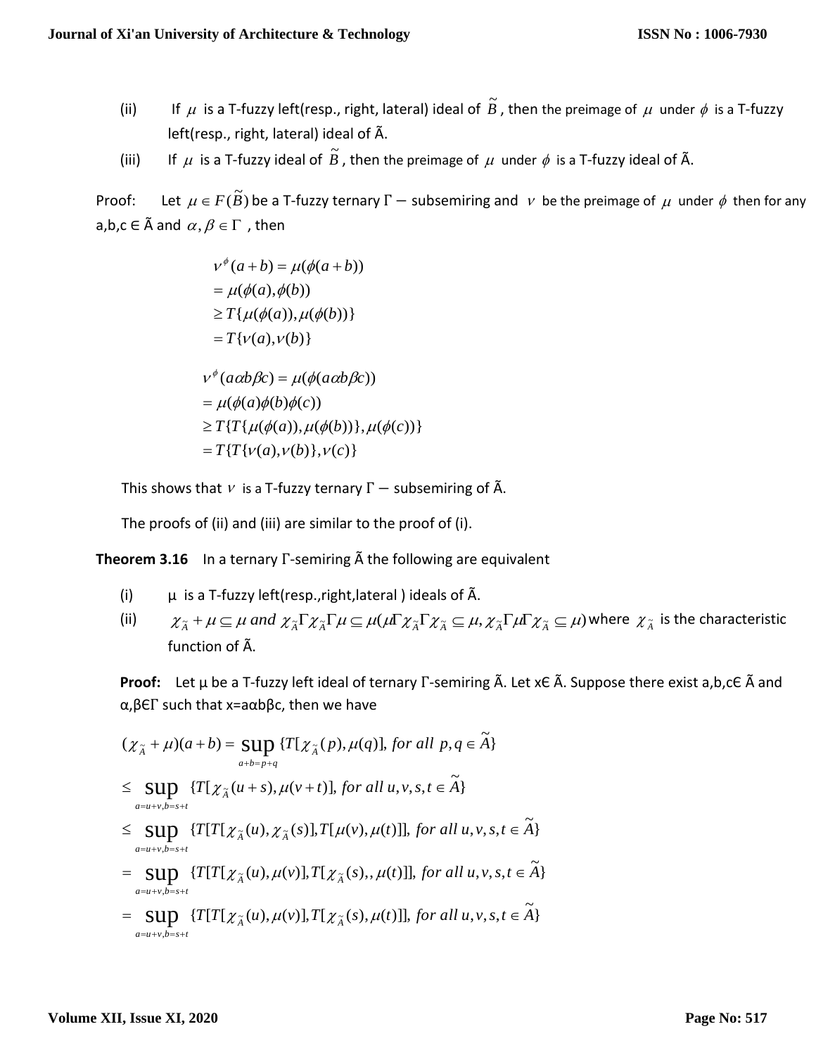(ii) If $\mu$ is a T-fuzzy left(resp., right, lateral) ideal of $\widetilde{B}$, then the preimage of $\mu$ under $\phi$ is a T-fuzzy left(resp., right, lateral) ideal of Ã.

(iii) If $\mu$ is a T-fuzzy ideal of $\widetilde{B}$, then the preimage of $\mu$ under $\phi$ is a T-fuzzy ideal of Ã.

Proof: Let $\mu \in F(\widetilde{B})$ be a T-fuzzy ternary Γ − subsemiring and $\nu$ be the preimage of $\mu$ under $\phi$ then for any a,b,c ∈ Ã and $\alpha, \beta \in \Gamma$ , then

$$
\begin{aligned}
\nu^{\phi}(a+b) &= \mu(\phi(a+b)) \\
&= \mu(\phi(a), \phi(b)) \\
&\geq T\{\mu(\phi(a)), \mu(\phi(b))\} \\
&= T\{\nu(a), \nu(b)\}
\end{aligned}
$$

$$
\begin{aligned}
\nu^{\phi}(a\alpha b\beta c) &= \mu(\phi(a\alpha b\beta c)) \\
&= \mu(\phi(a)\phi(b)\phi(c)) \\
&\geq T\{T\{\mu(\phi(a)), \mu(\phi(b))\}, \mu(\phi(c))\} \\
&= T\{T\{\nu(a), \nu(b)\}, \nu(c)\}
\end{aligned}
$$

This shows that $\nu$ is a T-fuzzy ternary Γ − subsemiring of Ã.

The proofs of (ii) and (iii) are similar to the proof of (i).

**Theorem 3.16** In a ternary Γ-semiring Ã the following are equivalent

(i) μ is a T-fuzzy left(resp.,right,lateral ) ideals of Ã.

(ii) $\chi_{\tilde{A}} + \mu \subseteq \mu$ and $\chi_{\tilde{A}} \Gamma \chi_{\tilde{A}} \Gamma \mu \subseteq \mu (\mu \Gamma \chi_{\tilde{A}} \Gamma \chi_{\tilde{A}} \subseteq \mu, \chi_{\tilde{A}} \Gamma \mu \Gamma \chi_{\tilde{A}} \subseteq \mu)$ where $\chi_{\tilde{A}}$ is the characteristic function of Ã.

**Proof:** Let μ be a T-fuzzy left ideal of ternary Γ-semiring Ã. Let x∈ Ã. Suppose there exist a,b,c∈ Ã and α,β∈Γ such that x=aαbβc, then we have

$$
\begin{aligned}
(\chi_{\tilde{A}} + \mu)(a+b) &= \sup_{a+b=p+q} \{T[\chi_{\tilde{A}}(p), \mu(q)],\ for\ all\ p,q \in \widetilde{A}\} \\
&\leq \sup_{a=u+v, b=s+t} \{T[\chi_{\tilde{A}}(u+s), \mu(v+t)],\ for\ all\ u,v,s,t \in \widetilde{A}\} \\
&\leq \sup_{a=u+v, b=s+t} \{T[T[\chi_{\tilde{A}}(u), \chi_{\tilde{A}}(s)], T[\mu(v), \mu(t)]],\ for\ all\ u,v,s,t \in \widetilde{A}\} \\
&= \sup_{a=u+v, b=s+t} \{T[T[\chi_{\tilde{A}}(u), \mu(v)], T[\chi_{\tilde{A}}(s),, \mu(t)]],\ for\ all\ u,v,s,t \in \widetilde{A}\} \\
&= \sup_{a=u+v, b=s+t} \{T[T[\chi_{\tilde{A}}(u), \mu(v)], T[\chi_{\tilde{A}}(s), \mu(t)]],\ for\ all\ u,v,s,t \in \widetilde{A}\}
\end{aligned}
$$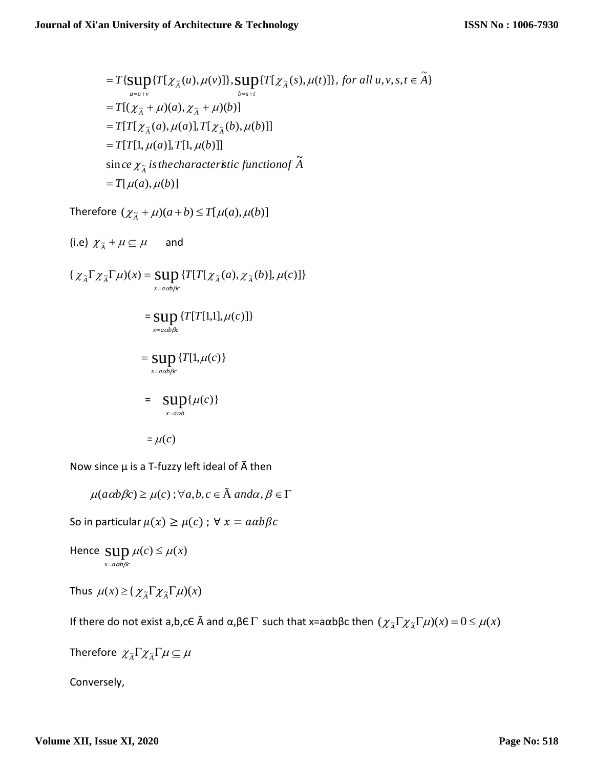$$= T\{\sup_{a=u+v}\{T[\chi_{\tilde{A}}(u),\mu(v)]\}, \sup_{b=s+t}\{T[\chi_{\tilde{A}}(s),\mu(t)]\},\ for\ all\ u,v,s,t \in \tilde{A}\}$$

$$= T[(\chi_{\tilde{A}} + \mu)(a), \chi_{\tilde{A}} + \mu)(b)]$$

$$= T[T[\chi_{\tilde{A}}(a),\mu(a)], T[\chi_{\tilde{A}}(b),\mu(b)]]$$

$$= T[T[1,\mu(a)], T[1,\mu(b)]]$$

since $\chi_{\tilde{A}}$ is the characteristic function of $\tilde{A}$

$$= T[\mu(a),\mu(b)]$$

Therefore $(\chi_{\tilde{A}} + \mu)(a+b) \le T[\mu(a),\mu(b)]$

(i.e) $\chi_{\tilde{A}} + \mu \subseteq \mu$ and

$$(\chi_{\tilde{A}}\Gamma\chi_{\tilde{A}}\Gamma\mu)(x) = \sup_{x=a\alpha b\beta c}\{T[T[\chi_{\tilde{A}}(a),\chi_{\tilde{A}}(b)],\mu(c)]\}$$

$$= \sup_{x=a\alpha b\beta c}\{T[T[1,1],\mu(c)]\}$$

$$= \sup_{x=a\alpha b\beta c}\{T[1,\mu(c)\}$$

$$= \sup_{x=a\alpha b}\{\mu(c)\}$$

$$= \mu(c)$$

Now since μ is a T-fuzzy left ideal of Ã then

$$\mu(a\alpha b\beta c) \ge \mu(c)\ ; \forall a,b,c \in \tilde{A}\ and \alpha,\beta \in \Gamma$$

So in particular $\mu(x) \ge \mu(c)\ ;\ \forall\ x = a\alpha b\beta c$

Hence $\sup_{x=a\alpha b\beta c} \mu(c) \le \mu(x)$

Thus $\mu(x) \ge (\chi_{\tilde{A}}\Gamma\chi_{\tilde{A}}\Gamma\mu)(x)$

If there do not exist a,b,c∈ Ã and α,β∈ $\Gamma$ such that x=aαbβc then $(\chi_{\tilde{A}}\Gamma\chi_{\tilde{A}}\Gamma\mu)(x) = 0 \le \mu(x)$

Therefore $\chi_{\tilde{A}}\Gamma\chi_{\tilde{A}}\Gamma\mu \subseteq \mu$

Conversely,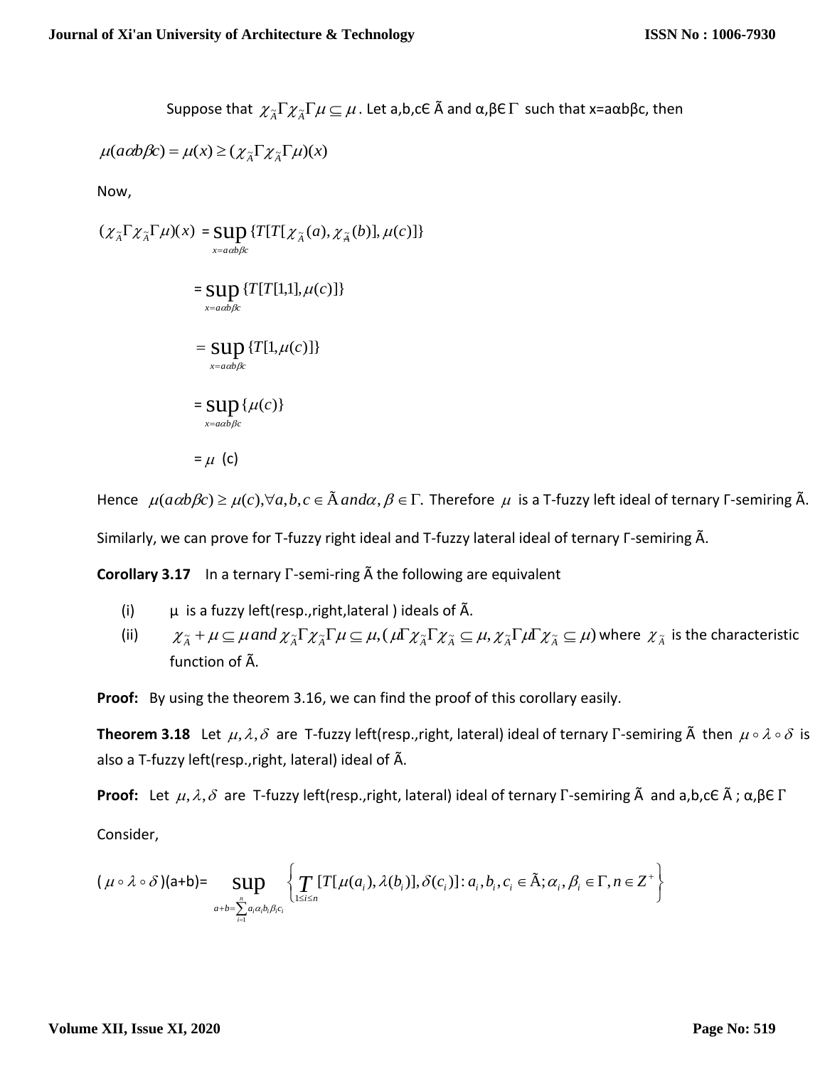Suppose that $\chi_{\tilde{A}}\Gamma\chi_{\tilde{A}}\Gamma\mu \subseteq \mu$. Let a,b,cЄ Ã and α,βЄ Γ such that x=aαbβc, then

$$\mu(a\alpha b\beta c) = \mu(x) \geq (\chi_{\tilde{A}}\Gamma\chi_{\tilde{A}}\Gamma\mu)(x)$$

Now,

$$(\chi_{\tilde{A}}\Gamma\chi_{\tilde{A}}\Gamma\mu)(x) = \sup_{x=a\alpha b\beta c}\{T[T[\chi_{\tilde{A}}(a), \chi_{\tilde{A}}(b)], \mu(c)]\}$$

$$= \sup_{x=a\alpha b\beta c}\{T[T[1,1], \mu(c)]\}$$

$$= \sup_{x=a\alpha b\beta c}\{T[1, \mu(c)]\}$$

$$= \sup_{x=a\alpha b\beta c}\{\mu(c)\}$$

$$= \mu \text{ (c)}$$

Hence $\mu(a\alpha b\beta c) \geq \mu(c), \forall a,b,c \in \tilde{A}$ and $\alpha, \beta \in \Gamma$. Therefore $\mu$ is a T-fuzzy left ideal of ternary Γ-semiring Ã.

Similarly, we can prove for T-fuzzy right ideal and T-fuzzy lateral ideal of ternary Γ-semiring Ã.

**Corollary 3.17** In a ternary Γ-semi-ring Ã the following are equivalent

(i) μ is a fuzzy left(resp.,right,lateral ) ideals of Ã.

(ii) $\chi_{\tilde{A}} + \mu \subseteq \mu$ and $\chi_{\tilde{A}}\Gamma\chi_{\tilde{A}}\Gamma\mu \subseteq \mu, (\mu\Gamma\chi_{\tilde{A}}\Gamma\chi_{\tilde{A}} \subseteq \mu, \chi_{\tilde{A}}\Gamma\mu\Gamma\chi_{\tilde{A}} \subseteq \mu)$ where $\chi_{\tilde{A}}$ is the characteristic function of Ã.

**Proof:** By using the theorem 3.16, we can find the proof of this corollary easily.

**Theorem 3.18** Let $\mu, \lambda, \delta$ are T-fuzzy left(resp.,right, lateral) ideal of ternary Γ-semiring Ã then $\mu \circ \lambda \circ \delta$ is also a T-fuzzy left(resp.,right, lateral) ideal of Ã.

**Proof:** Let $\mu, \lambda, \delta$ are T-fuzzy left(resp.,right, lateral) ideal of ternary Γ-semiring Ã and a,b,cЄ Ã ; α,βЄ Γ

Consider,

$$(\mu \circ \lambda \circ \delta)(a+b) = \sup_{a+b=\sum_{i=1}^{n} a_i\alpha_i b_i\beta_i c_i} \left\{ \underset{1 \leq i \leq n}{T} [T[\mu(a_i), \lambda(b_i)], \delta(c_i)] : a_i, b_i, c_i \in \tilde{A}; \alpha_i, \beta_i \in \Gamma, n \in Z^+ \right\}$$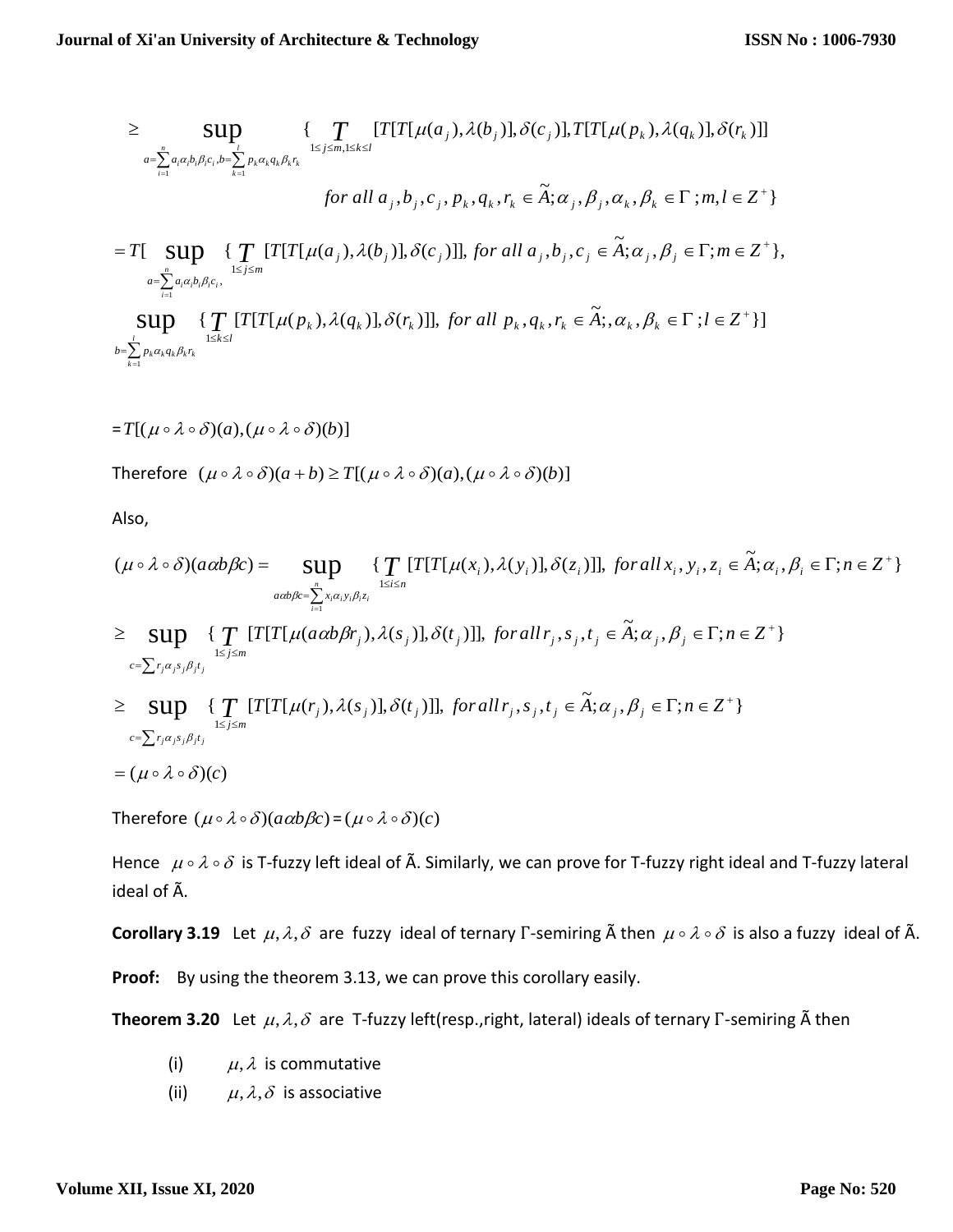$$\geq \sup_{a=\sum_{i=1}^{n} a_i\alpha_i b_i\beta_i c_i,\, b=\sum_{k=1}^{l} p_k\alpha_k q_k\beta_k r_k} \{ \underset{1\leq j\leq m, 1\leq k\leq l}{T} [T[T[\mu(a_j),\lambda(b_j)],\delta(c_j)], T[T[\mu(p_k),\lambda(q_k)],\delta(r_k)]]$$

$$for\ all\ a_j, b_j, c_j, p_k, q_k, r_k \in \tilde{A}; \alpha_j, \beta_j, \alpha_k, \beta_k \in \Gamma\ ; m, l \in Z^+\}$$

$$= T[\sup_{a=\sum_{i=1}^{n} a_i\alpha_i b_i\beta_i c_i,} \{ \underset{1\leq j\leq m}{T} [T[T[\mu(a_j),\lambda(b_j)],\delta(c_j)]],\ for\ all\ a_j, b_j, c_j \in \tilde{A}; \alpha_j, \beta_j \in \Gamma; m \in Z^+\},$$

$$\sup_{b=\sum_{k=1}^{l} p_k\alpha_k q_k\beta_k r_k} \{ \underset{1\leq k\leq l}{T} [T[T[\mu(p_k),\lambda(q_k)],\delta(r_k)]],\ for\ all\ p_k, q_k, r_k \in \tilde{A};, \alpha_k, \beta_k \in \Gamma\ ; l \in Z^+\}]$$

$= T[(\mu\circ\lambda\circ\delta)(a), (\mu\circ\lambda\circ\delta)(b)]$

Therefore $(\mu\circ\lambda\circ\delta)(a+b) \geq T[(\mu\circ\lambda\circ\delta)(a), (\mu\circ\lambda\circ\delta)(b)]$

Also,

$$(\mu\circ\lambda\circ\delta)(a\alpha b\beta c) = \sup_{a\alpha b\beta c=\sum_{i=1}^{n} x_i\alpha_i y_i\beta_i z_i} \{ \underset{1\leq i\leq n}{T} [T[T[\mu(x_i),\lambda(y_i)],\delta(z_i)]],\ for\, all\, x_i, y_i, z_i \in \tilde{A}; \alpha_i, \beta_i \in \Gamma; n \in Z^+\}$$

$$\geq \sup_{c=\sum r_j\alpha_j s_j\beta_j t_j} \{ \underset{1\leq j\leq m}{T} [T[T[\mu(a\alpha b\beta r_j),\lambda(s_j)],\delta(t_j)]],\ for\, all\, r_j, s_j, t_j \in \tilde{A}; \alpha_j, \beta_j \in \Gamma; n \in Z^+\}$$

$$\geq \sup_{c=\sum r_j\alpha_j s_j\beta_j t_j} \{ \underset{1\leq j\leq m}{T} [T[T[\mu(r_j),\lambda(s_j)],\delta(t_j)]],\ for\, all\, r_j, s_j, t_j \in \tilde{A}; \alpha_j, \beta_j \in \Gamma; n \in Z^+\}$$

$$= (\mu\circ\lambda\circ\delta)(c)$$

Therefore $(\mu\circ\lambda\circ\delta)(a\alpha b\beta c) = (\mu\circ\lambda\circ\delta)(c)$

Hence $\mu\circ\lambda\circ\delta$ is T-fuzzy left ideal of Ã. Similarly, we can prove for T-fuzzy right ideal and T-fuzzy lateral ideal of Ã.

**Corollary 3.19** Let $\mu, \lambda, \delta$ are fuzzy ideal of ternary Γ-semiring Ã then $\mu\circ\lambda\circ\delta$ is also a fuzzy ideal of Ã.

**Proof:** By using the theorem 3.13, we can prove this corollary easily.

**Theorem 3.20** Let $\mu, \lambda, \delta$ are T-fuzzy left(resp.,right, lateral) ideals of ternary Γ-semiring Ã then

(i) $\mu, \lambda$ is commutative

(ii) $\mu, \lambda, \delta$ is associative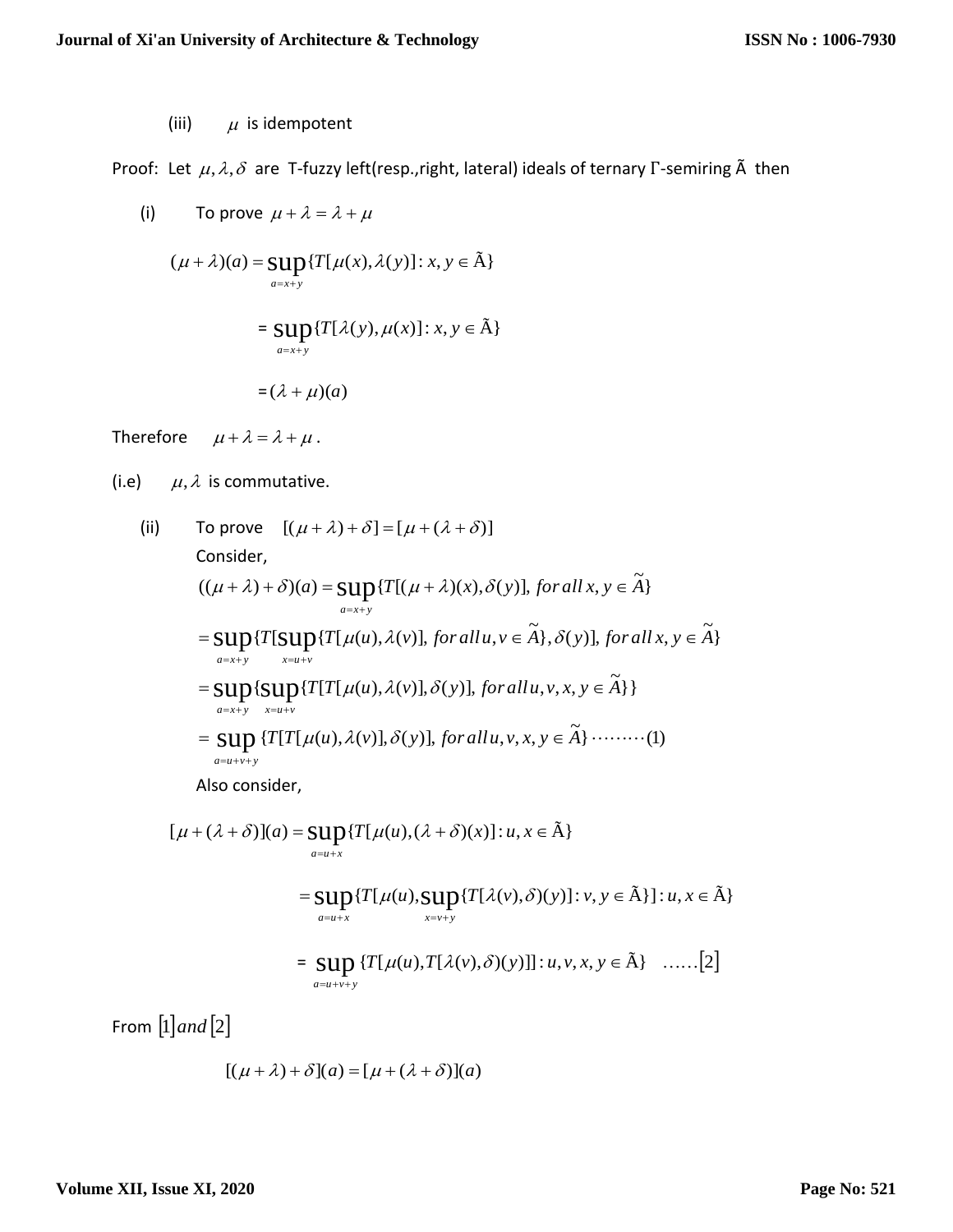(iii) $\mu$ is idempotent

Proof: Let $\mu, \lambda, \delta$ are T-fuzzy left(resp.,right, lateral) ideals of ternary Γ-semiring Ã then

(i) To prove $\mu + \lambda = \lambda + \mu$

$$(\mu + \lambda)(a) = \sup_{a=x+y}\{T[\mu(x), \lambda(y)] : x, y \in \tilde{A}\}$$

$$= \sup_{a=x+y}\{T[\lambda(y), \mu(x)] : x, y \in \tilde{A}\}$$

$$= (\lambda + \mu)(a)$$

Therefore $\mu + \lambda = \lambda + \mu$ .

(i.e) $\mu, \lambda$ is commutative.

(ii) To prove $[(\mu + \lambda) + \delta] = [\mu + (\lambda + \delta)]$

Consider,

$$((\mu + \lambda) + \delta)(a) = \sup_{a=x+y}\{T[(\mu + \lambda)(x), \delta(y)],\ for\, all\, x, y \in \widetilde{A}\}$$

$$= \sup_{a=x+y}\{T[\sup_{x=u+v}\{T[\mu(u), \lambda(v)],\ for\, all\, u, v \in \widetilde{A}\}, \delta(y)],\ for\, all\, x, y \in \widetilde{A}\}$$

$$= \sup_{a=x+y}\{\sup_{x=u+v}\{T[T[\mu(u), \lambda(v)], \delta(y)],\ for\, all\, u, v, x, y \in \widetilde{A}\}\}$$

$$= \sup_{a=u+v+y}\{T[T[\mu(u), \lambda(v)], \delta(y)],\ for\, all\, u, v, x, y \in \widetilde{A}\} \cdots\cdots\cdots(1)$$

Also consider,

$$[\mu + (\lambda + \delta)](a) = \sup_{a=u+x}\{T[\mu(u), (\lambda + \delta)(x)] : u, x \in \tilde{A}\}$$

$$= \sup_{a=u+x}\{T[\mu(u), \sup_{x=v+y}\{T[\lambda(v), \delta)(y)] : v, y \in \tilde{A}\}] : u, x \in \tilde{A}\}$$

$$= \sup_{a=u+v+y}\{T[\mu(u), T[\lambda(v), \delta)(y)]] : u, v, x, y \in \tilde{A}\} \quad \ldots\ldots[2]$$

From $[1]\, and\, [2]$

$$[(\mu + \lambda) + \delta](a) = [\mu + (\lambda + \delta)](a)$$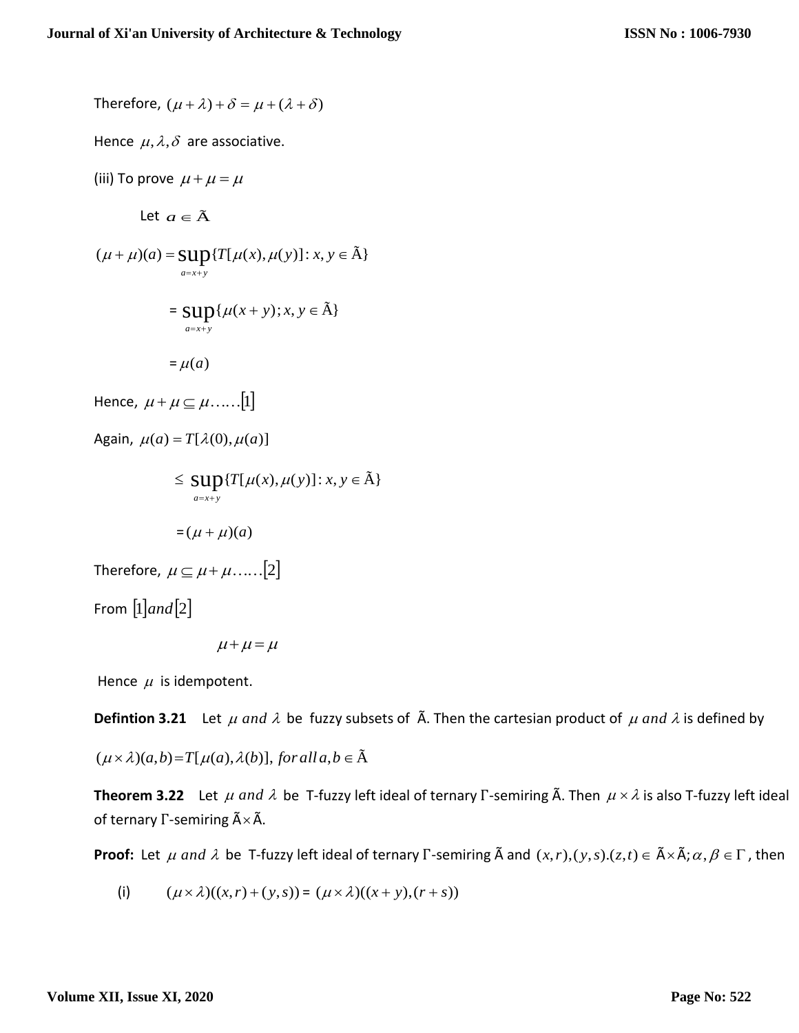Therefore, $(\mu+\lambda)+\delta=\mu+(\lambda+\delta)$

Hence $\mu,\lambda,\delta$ are associative.

(iii) To prove $\mu+\mu=\mu$

Let $a\in\tilde{A}$

$$(\mu+\mu)(a)=\sup_{a=x+y}\{T[\mu(x),\mu(y)]:x,y\in\tilde{A}\}$$

$$=\sup_{a=x+y}\{\mu(x+y);x,y\in\tilde{A}\}$$

$$=\mu(a)$$

Hence, $\mu+\mu\subseteq\mu\ldots\ldots[1]$

Again, $\mu(a)=T[\lambda(0),\mu(a)]$

$$\leq\sup_{a=x+y}\{T[\mu(x),\mu(y)]:x,y\in\tilde{A}\}$$

$$=(\mu+\mu)(a)$$

Therefore, $\mu\subseteq\mu+\mu\ldots\ldots[2]$

From $[1]and[2]$

$$\mu+\mu=\mu$$

Hence $\mu$ is idempotent.

**Defintion 3.21** Let $\mu\ and\ \lambda$ be fuzzy subsets of Ã. Then the cartesian product of $\mu\ and\ \lambda$ is defined by

$(\mu\times\lambda)(a,b)=T[\mu(a),\lambda(b)],\ for\,all\,a,b\in\tilde{A}$

**Theorem 3.22** Let $\mu\ and\ \lambda$ be T-fuzzy left ideal of ternary Γ-semiring Ã. Then $\mu\times\lambda$ is also T-fuzzy left ideal of ternary Γ-semiring Ã×Ã.

**Proof:** Let $\mu\ and\ \lambda$ be T-fuzzy left ideal of ternary Γ-semiring Ã and $(x,r),(y,s).(z,t)\in$ Ã×Ã; $\alpha,\beta\in\Gamma$, then

(i) $(\mu\times\lambda)((x,r)+(y,s))=(\mu\times\lambda)((x+y),(r+s))$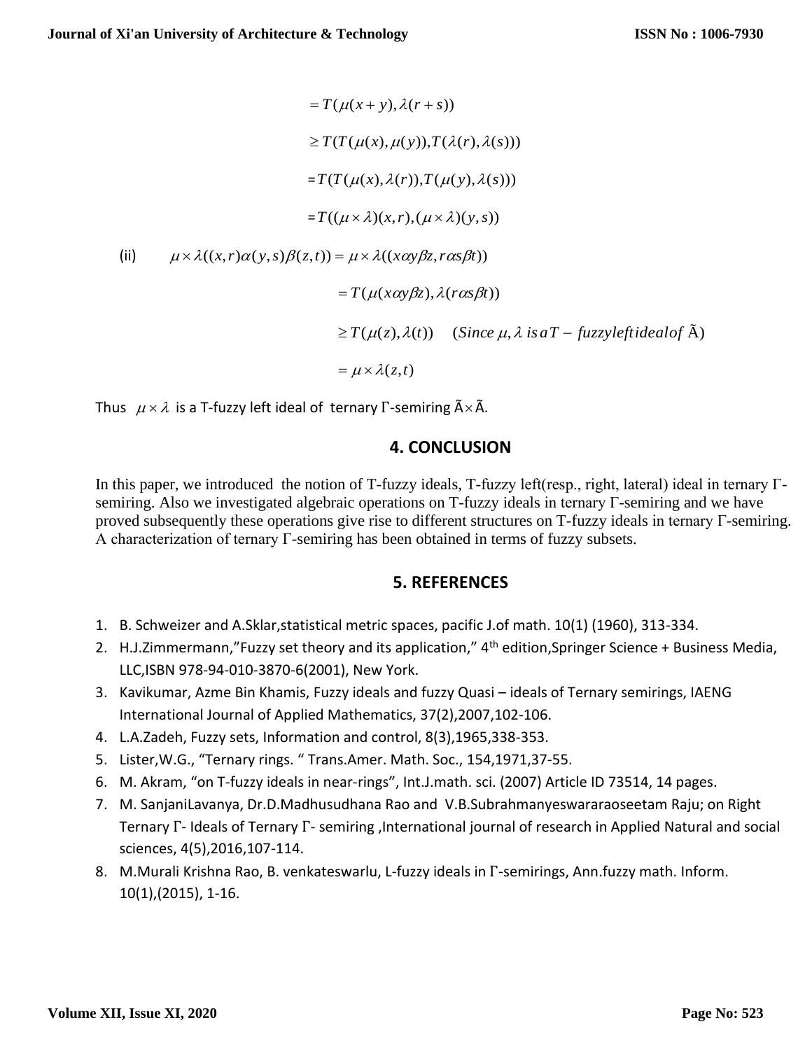$$= T(\mu(x+y), \lambda(r+s))$$

$$\geq T(T(\mu(x), \mu(y)), T(\lambda(r), \lambda(s)))$$

$$= T(T(\mu(x), \lambda(r)), T(\mu(y), \lambda(s)))$$

$$= T((\mu \times \lambda)(x,r), (\mu \times \lambda)(y,s))$$

(ii) $\mu \times \lambda((x,r)\alpha(y,s)\beta(z,t)) = \mu \times \lambda((x\alpha y\beta z, r\alpha s\beta t))$

$$= T(\mu(x\alpha y\beta z), \lambda(r\alpha s\beta t))$$

$$\geq T(\mu(z), \lambda(t)) \quad (Since\ \mu, \lambda\ is\ a\ T-fuzzy\ left\ ideal\ of\ \tilde{A})$$

$$= \mu \times \lambda(z,t)$$

Thus $\mu \times \lambda$ is a T-fuzzy left ideal of ternary Γ-semiring $\tilde{A} \times \tilde{A}$.

## 4. CONCLUSION

In this paper, we introduced the notion of T-fuzzy ideals, T-fuzzy left(resp., right, lateral) ideal in ternary Γ-semiring. Also we investigated algebraic operations on T-fuzzy ideals in ternary Γ-semiring and we have proved subsequently these operations give rise to different structures on T-fuzzy ideals in ternary Γ-semiring. A characterization of ternary Γ-semiring has been obtained in terms of fuzzy subsets.

## 5. REFERENCES

1. B. Schweizer and A.Sklar,statistical metric spaces, pacific J.of math. 10(1) (1960), 313-334.
2. H.J.Zimmermann,"Fuzzy set theory and its application," 4th edition,Springer Science + Business Media, LLC,ISBN 978-94-010-3870-6(2001), New York.
3. Kavikumar, Azme Bin Khamis, Fuzzy ideals and fuzzy Quasi – ideals of Ternary semirings, IAENG International Journal of Applied Mathematics, 37(2),2007,102-106.
4. L.A.Zadeh, Fuzzy sets, Information and control, 8(3),1965,338-353.
5. Lister,W.G., "Ternary rings. " Trans.Amer. Math. Soc., 154,1971,37-55.
6. M. Akram, "on T-fuzzy ideals in near-rings", Int.J.math. sci. (2007) Article ID 73514, 14 pages.
7. M. SanjaniLavanya, Dr.D.Madhusudhana Rao and V.B.Subrahmanyeswararaoseetam Raju; on Right Ternary Γ- Ideals of Ternary Γ- semiring ,International journal of research in Applied Natural and social sciences, 4(5),2016,107-114.
8. M.Murali Krishna Rao, B. venkateswarlu, L-fuzzy ideals in Γ-semirings, Ann.fuzzy math. Inform. 10(1),(2015), 1-16.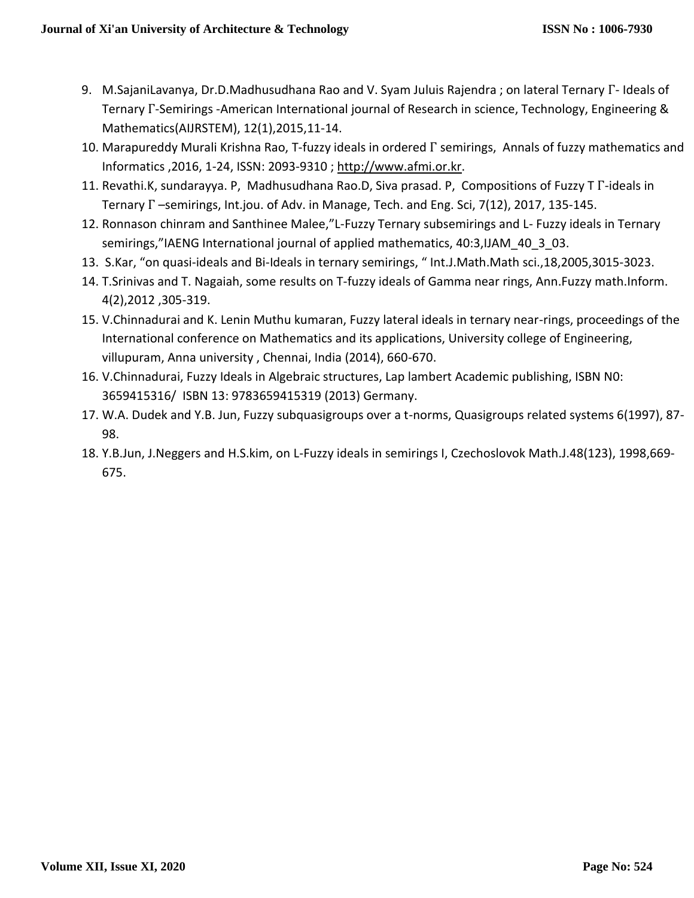9. M.SajaniLavanya, Dr.D.Madhusudhana Rao and V. Syam Juluis Rajendra ; on lateral Ternary $\Gamma$- Ideals of Ternary $\Gamma$-Semirings -American International journal of Research in science, Technology, Engineering & Mathematics(AIJRSTEM), 12(1),2015,11-14.
10. Marapureddy Murali Krishna Rao, T-fuzzy ideals in ordered $\Gamma$ semirings, Annals of fuzzy mathematics and Informatics ,2016, 1-24, ISSN: 2093-9310 ; http://www.afmi.or.kr.
11. Revathi.K, sundarayya. P, Madhusudhana Rao.D, Siva prasad. P, Compositions of Fuzzy T $\Gamma$-ideals in Ternary $\Gamma$ –semirings, Int.jou. of Adv. in Manage, Tech. and Eng. Sci, 7(12), 2017, 135-145.
12. Ronnason chinram and Santhinee Malee,"L-Fuzzy Ternary subsemirings and L- Fuzzy ideals in Ternary semirings,"IAENG International journal of applied mathematics, 40:3,IJAM_40_3_03.
13. S.Kar, "on quasi-ideals and Bi-Ideals in ternary semirings, " Int.J.Math.Math sci.,18,2005,3015-3023.
14. T.Srinivas and T. Nagaiah, some results on T-fuzzy ideals of Gamma near rings, Ann.Fuzzy math.Inform. 4(2),2012 ,305-319.
15. V.Chinnadurai and K. Lenin Muthu kumaran, Fuzzy lateral ideals in ternary near-rings, proceedings of the International conference on Mathematics and its applications, University college of Engineering, villupuram, Anna university , Chennai, India (2014), 660-670.
16. V.Chinnadurai, Fuzzy Ideals in Algebraic structures, Lap lambert Academic publishing, ISBN N0: 3659415316/ ISBN 13: 9783659415319 (2013) Germany.
17. W.A. Dudek and Y.B. Jun, Fuzzy subquasigroups over a t-norms, Quasigroups related systems 6(1997), 87-98.
18. Y.B.Jun, J.Neggers and H.S.kim, on L-Fuzzy ideals in semirings I, Czechoslovok Math.J.48(123), 1998,669-675.